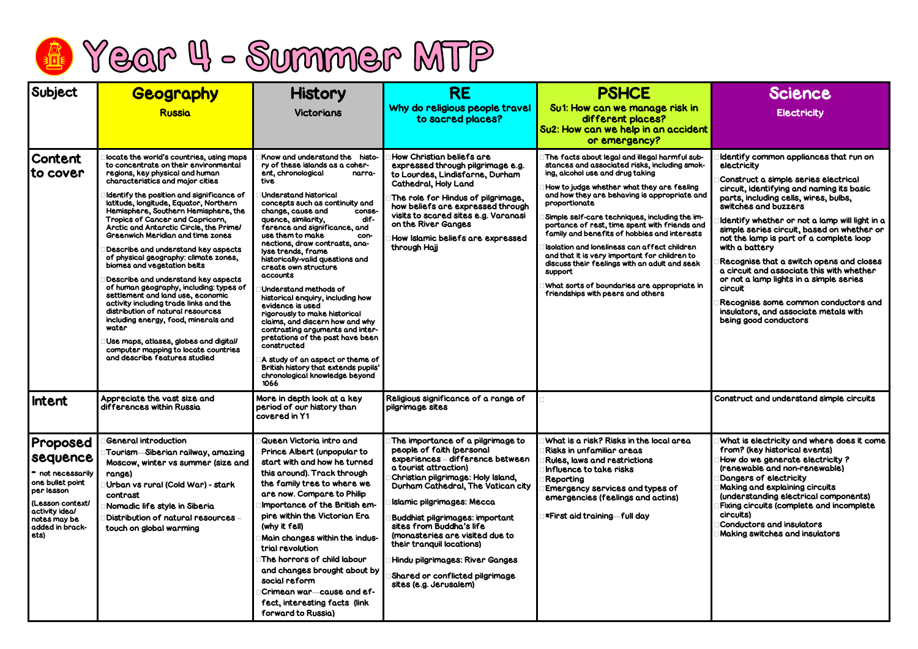# Year 4 - Summer MTP

| Subject | Geography<br>Russia | History<br>Victorians | RE<br>Why do religious people travel to sacred places? | PSHCE<br>Su1: How can we manage risk in different places?<br>Su2: How can we help in an accident or emergency? | Science<br>Electricity |
|---|---|---|---|---|---|
| Content to cover | locate the world's countries, using maps to concentrate on their environmental regions, key physical and human characteristics and major cities<br>Identify the position and significance of latitude, longitude, Equator, Northern Hemisphere, Southern Hemisphere, the Tropics of Cancer and Capricorn, Arctic and Antarctic Circle, the Prime/ Greenwich Meridian and time zones<br>Describe and understand key aspects of physical geography: climate zones, biomes and vegetation belts<br>Describe and understand key aspects of human geography, including: types of settlement and land use, economic activity including trade links and the distribution of natural resources including energy, food, minerals and water<br>Use maps, atlases, globes and digital/ computer mapping to locate countries and describe features studied | Know and understand the history of these islands as a coherent, chronological narrative<br>Understand historical concepts such as continuity and change, cause and consequence, similarity, difference and significance, and use them to make connections, draw contrasts, analyse trends, frame historically-valid questions and create own structure accounts<br>Understand methods of historical enquiry, including how evidence is used rigorously to make historical claims, and discern how and why contrasting arguments and interpretations of the past have been constructed<br>A study of an aspect or theme of British history that extends pupils' chronological knowledge beyond 1066 | How Christian beliefs are expressed through pilgrimage e.g. to Lourdes, Lindisfarne, Durham Cathedral, Holy Land<br>The role for Hindus of pilgrimage, how beliefs are expressed through visits to scared sites e.g. Varanasi on the River Ganges<br>How Islamic beliefs are expressed through Hajj | The facts about legal and illegal harmful substances and associated risks, including smoking, alcohol use and drug taking<br>How to judge whether what they are feeling and how they are behaving is appropriate and proportionate<br>Simple self-care techniques, including the importance of rest, time spent with friends and family and benefits of hobbies and interests<br>Isolation and loneliness can affect children and that it is very important for children to discuss their feelings with an adult and seek support<br>What sorts of boundaries are appropriate in friendships with peers and others | Identify common appliances that run on electricity<br>Construct a simple series electrical circuit, identifying and naming its basic parts, including cells, wires, bulbs, switches and buzzers<br>Identify whether or not a lamp will light in a simple series circuit, based on whether or not the lamp is part of a complete loop with a battery<br>Recognise that a switch opens and closes a circuit and associate this with whether or not a lamp lights in a simple series circuit<br>Recognise some common conductors and insulators, and associate metals with being good conductors |
| Intent | Appreciate the vast size and differences within Russia | More in depth look at a key period of our history than covered in Y1 | Religious significance of a range of pilgrimage sites | | Construct and understand simple circuits |
| Proposed sequence<br>* not necessarily one bullet point per lesson<br>(Lesson context/ activity idea/ notes may be added in brackets) | General introduction<br>Tourism—Siberian railway, amazing Moscow, winter vs summer (size and range)<br>Urban vs rural (Cold War) - stark contrast<br>Nomadic life style in Siberia<br>Distribution of natural resources – touch on global warming | Queen Victoria intro and Prince Albert (unpopular to start with and how he turned this around). Track through the family tree to where we are now. Compare to Philip<br>Importance of the British empire in the Victorian Era (why it fell)<br>Main changes within the industrial revolution<br>The horrors of child labour and changes brought about by social reform<br>Crimean war—cause and effect, interesting facts (link forward to Russia) | The importance of a pilgrimage to people of faith (personal experiences – difference between a tourist attraction)<br>Christian pilgrimage: Holy Island, Durham Cathedral, The Vatican city<br>Islamic pilgrimages: Mecca<br>Buddhist pilgrimages: important sites from Buddha's life (monasteries are visited due to their tranquil locations)<br>Hindu pilgrimages: River Ganges<br>Shared or conflicted pilgrimage sites (e.g. Jerusalem) | What is a risk? Risks in the local area<br>Risks in unfamiliar areas<br>Rules, laws and restrictions<br>Influence to take risks<br>Reporting<br>Emergency services and types of emergencies (feelings and actins)<br>*First aid training—full day | What is electricity and where does it come from? (key historical events)<br>How do we generate electricity ? (renewable and non-renewable)<br>Dangers of electricity<br>Making and explaining circuits (understanding electrical components)<br>Fixing circuits (complete and incomplete circuits)<br>Conductors and insulators<br>Making switches and insulators |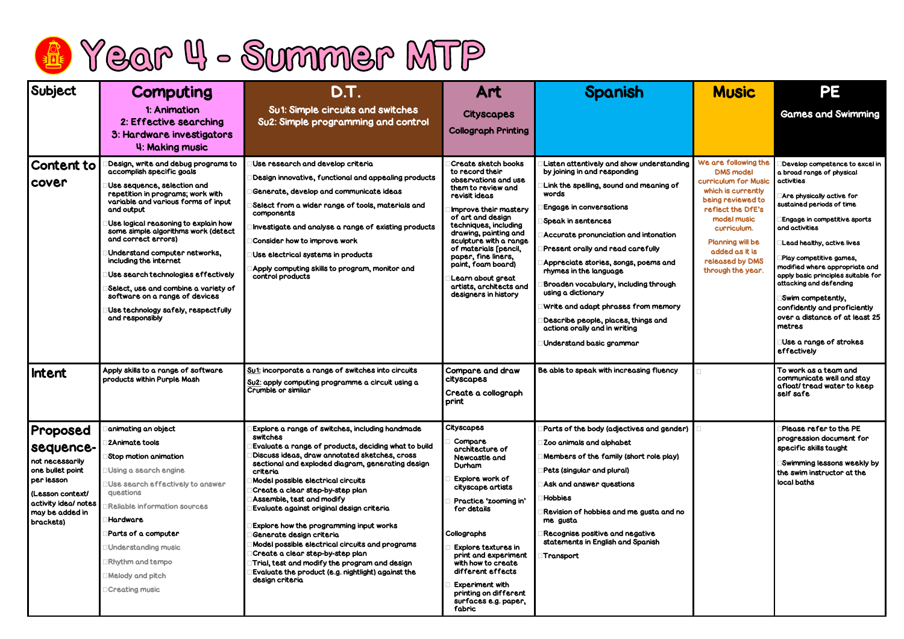# Year 4 - Summer MTP

| Subject | Computing<br>1: Animation<br>2: Effective searching<br>3: Hardware investigators<br>4: Making music | D.T.<br>Su1: Simple circuits and switches<br>Su2: Simple programming and control | Art<br>Cityscapes<br>Collograph Printing | Spanish | Music | PE<br>Games and Swimming |
|---|---|---|---|---|---|---|
| Content to cover | Design, write and debug programs to accomplish specific goals<br>Use sequence, selection and repetition in programs; work with variable and various forms of input and output<br>Use logical reasoning to explain how some simple algorithms work (detect and correct errors)<br>Understand computer networks, including the internet<br>Use search technologies effectively<br>Select, use and combine a variety of software on a range of devices<br>Use technology safely, respectfully and responsibly | Use research and develop criteria<br>Design innovative, functional and appealing products<br>Generate, develop and communicate ideas<br>Select from a wider range of tools, materials and components<br>Investigate and analyse a range of existing products<br>Consider how to improve work<br>Use electrical systems in products<br>Apply computing skills to program, monitor and control products | Create sketch books to record their observations and use them to review and revisit ideas<br>Improve their mastery of art and design techniques, including drawing, painting and sculpture with a range of materials [pencil, paper, fine liners, paint, foam board)<br>Learn about great artists, architects and designers in history | Listen attentively and show understanding by joining in and responding<br>Link the spelling, sound and meaning of words<br>Engage in conversations<br>Speak in sentences<br>Accurate pronunciation and intonation<br>Present orally and read carefully<br>Appreciate stories, songs, poems and rhymes in the language<br>Broaden vocabulary, including through using a dictionary<br>Write and adapt phrases from memory<br>Describe people, places, things and actions orally and in writing<br>Understand basic grammar | We are following the DMS model curriculum for Music which is currently being reviewed to reflect the DfE's model music curriculum.<br>Planning will be added as it is released by DMS through the year. | Develop competence to excel in a broad range of physical activities<br>Are physically active for sustained periods of time<br>Engage in competitive sports and activities<br>Lead healthy, active lives<br>Play competitive games, modified where appropriate and apply basic principles suitable for attacking and defending<br>Swim competently, confidently and proficiently over a distance of at least 25 metres<br>Use a range of strokes effectively |
| Intent | Apply skills to a range of software products within Purple Mash | Su1: incorporate a range of switches into circuits<br>Su2: apply computing programme a circuit using a Crumble or similar | Compare and draw cityscapes<br>Create a collograph print | Be able to speak with increasing fluency | | To work as a team and communicate well and stay afloat/ tread water to keep self safe |
| Proposed sequence-<br>not necessarily one bullet point per lesson<br>(Lesson context/ activity idea/ notes may be added in brackets) | animating an object<br>2Animate tools<br>Stop motion animation<br>Using a search engine<br>Use search effectively to answer questions<br>Reliable information sources<br>Hardware<br>Parts of a computer<br>Understanding music<br>Rhythm and tempo<br>Melody and pitch<br>Creating music | Explore a range of switches, including handmade switches<br>Evaluate a range of products, deciding what to build<br>Discuss ideas, draw annotated sketches, cross sectional and exploded diagram, generating design criteria<br>Model possible electrical circuits<br>Create a clear step-by-step plan<br>Assemble, test and modify<br>Evaluate against original design criteria<br>Explore how the programming input works<br>Generate design criteria<br>Model possible electrical circuits and programs<br>Create a clear step-by-step plan<br>Trial, test and modify the program and design<br>Evaluate the product (e.g. nightlight) against the design criteria | Cityscapes<br>Compare architecture of Newcastle and Durham<br>Explore work of cityscape artists<br>Practice 'zooming in' for details<br>Collographs<br>Explore textures in print and experiment with how to create different effects<br>Experiment with printing on different surfaces e.g. paper, fabric | Parts of the body (adjectives and gender)<br>Zoo animals and alphabet<br>Members of the family (short role play)<br>Pets (singular and plural)<br>Ask and answer questions<br>Hobbies<br>Revision of hobbies and me gusta and no me gusta<br>Recognise positive and negative statements in English and Spanish<br>Transport | | Please refer to the PE progression document for specific skills taught<br>Swimming lessons weekly by the swim instructor at the local baths |